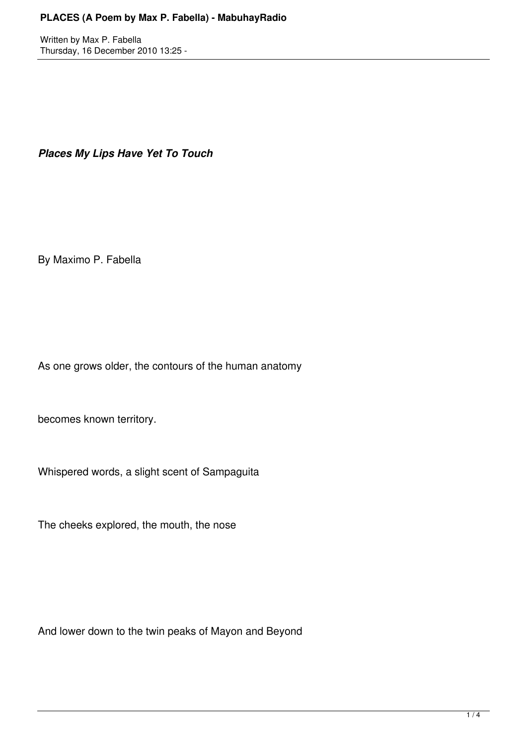*Places My Lips Have Yet To Touch*

By Maximo P. Fabella

As one grows older, the contours of the human anatomy

becomes known territory.

Whispered words, a slight scent of Sampaguita

The cheeks explored, the mouth, the nose

And lower down to the twin peaks of Mayon and Beyond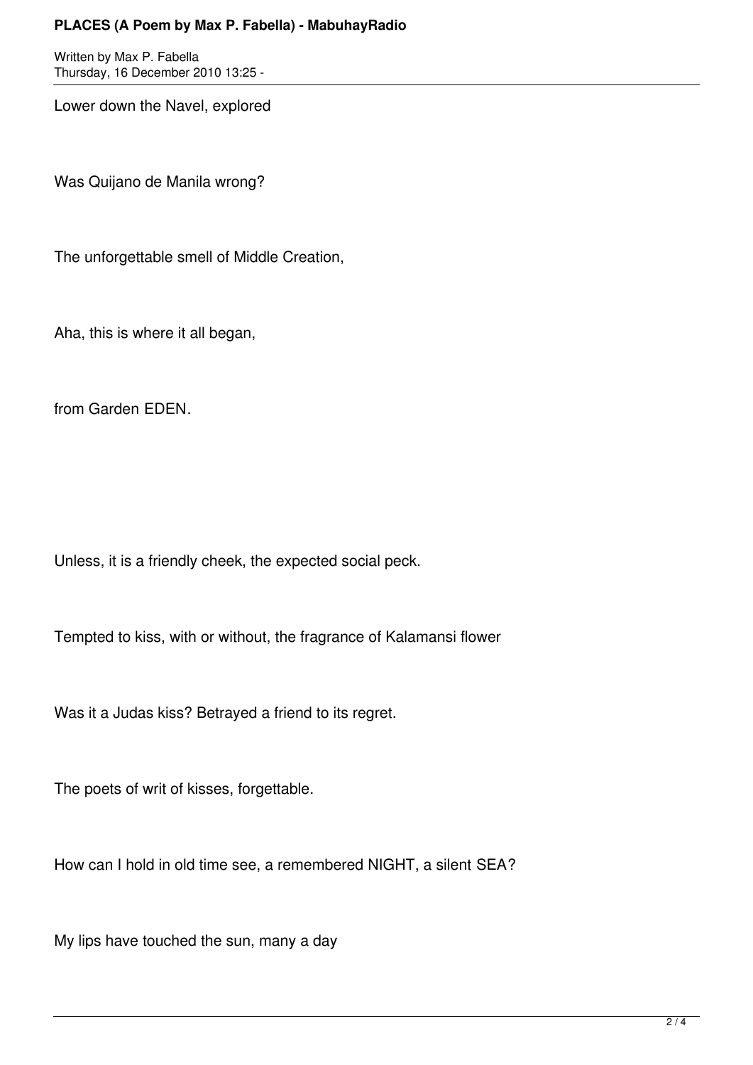Lower down the Navel, explored

Was Quijano de Manila wrong?

The unforgettable smell of Middle Creation,

Aha, this is where it all began,

from Garden EDEN.

Unless, it is a friendly cheek, the expected social peck.

Tempted to kiss, with or without, the fragrance of Kalamansi flower

Was it a Judas kiss? Betrayed a friend to its regret.

The poets of writ of kisses, forgettable.

How can I hold in old time see, a remembered NIGHT, a silent SEA?

My lips have touched the sun, many a day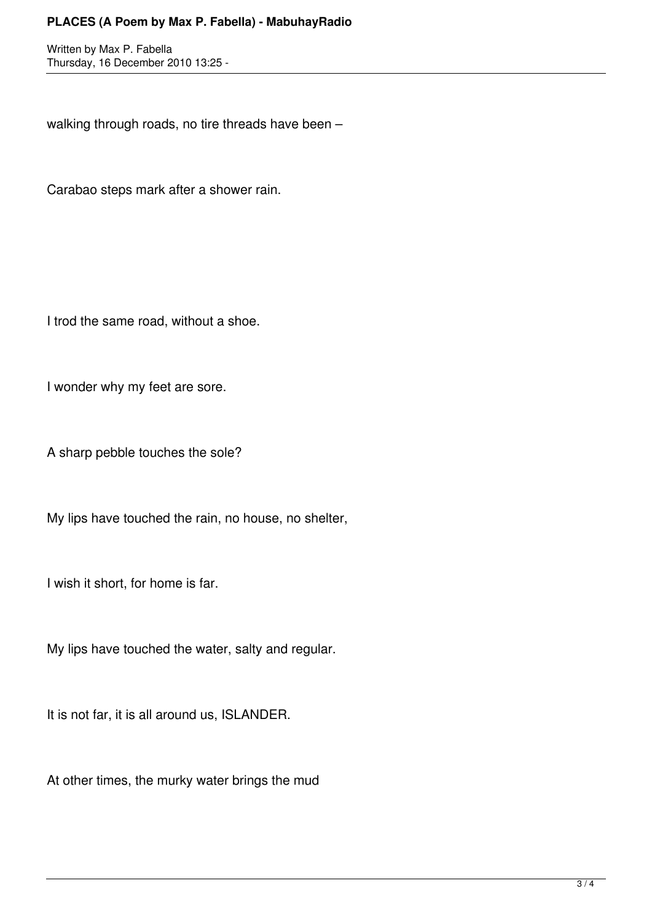walking through roads, no tire threads have been –

Carabao steps mark after a shower rain.

I trod the same road, without a shoe.

I wonder why my feet are sore.

A sharp pebble touches the sole?

My lips have touched the rain, no house, no shelter,

I wish it short, for home is far.

My lips have touched the water, salty and regular.

It is not far, it is all around us, ISLANDER.

At other times, the murky water brings the mud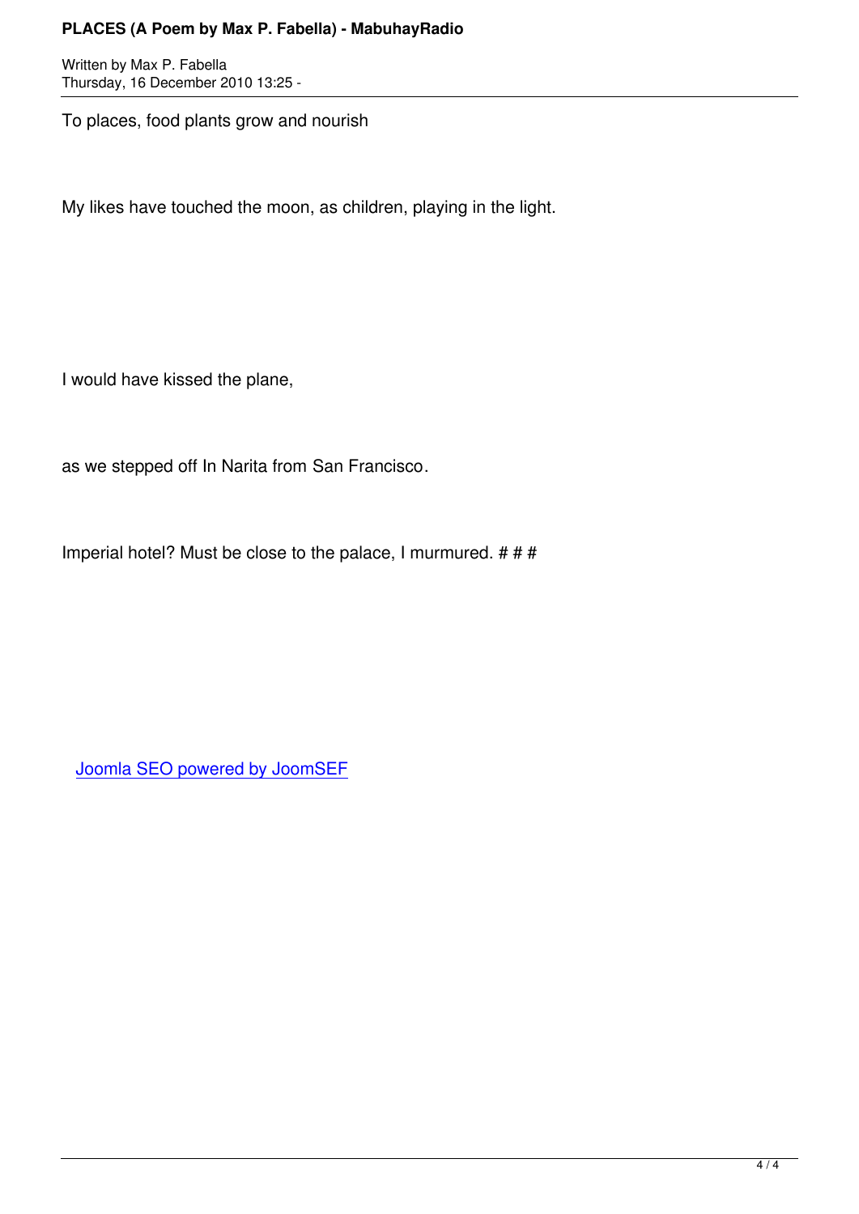To places, food plants grow and nourish

My likes have touched the moon, as children, playing in the light.

I would have kissed the plane,

as we stepped off In Narita from San Francisco.

Imperial hotel? Must be close to the palace, I murmured. # # #

Joomla SEO powered by JoomSEF